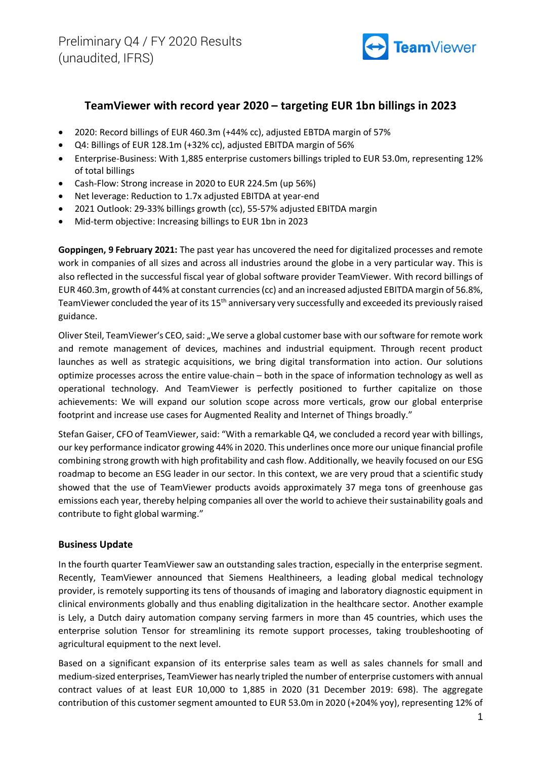Preliminary Q4 / FY 2020 Results (unaudited, IFRS)

# TeamViewer with record year 2020 – targeting EUR 1bn billings in 2023

- 2020: Record billings of EUR 460.3m (+44% cc), adjusted EBTDA margin of 57%
- Q4: Billings of EUR 128.1m (+32% cc), adjusted EBITDA margin of 56%
- Enterprise-Business: With 1,885 enterprise customers billings tripled to EUR 53.0m, representing 12% of total billings
- Cash-Flow: Strong increase in 2020 to EUR 224.5m (up 56%)
- Net leverage: Reduction to 1.7x adjusted EBITDA at year-end
- 2021 Outlook: 29-33% billings growth (cc), 55-57% adjusted EBITDA margin
- Mid-term objective: Increasing billings to EUR 1bn in 2023

**Goppingen, 9 February 2021:** The past year has uncovered the need for digitalized processes and remote work in companies of all sizes and across all industries around the globe in a very particular way. This is also reflected in the successful fiscal year of global software provider TeamViewer. With record billings of EUR 460.3m, growth of 44% at constant currencies (cc) and an increased adjusted EBITDA margin of 56.8%, TeamViewer concluded the year of its 15th anniversary very successfully and exceeded its previously raised guidance.

Oliver Steil, TeamViewer's CEO, said: „We serve a global customer base with our software for remote work and remote management of devices, machines and industrial equipment. Through recent product launches as well as strategic acquisitions, we bring digital transformation into action. Our solutions optimize processes across the entire value-chain – both in the space of information technology as well as operational technology. And TeamViewer is perfectly positioned to further capitalize on those achievements: We will expand our solution scope across more verticals, grow our global enterprise footprint and increase use cases for Augmented Reality and Internet of Things broadly."

Stefan Gaiser, CFO of TeamViewer, said: "With a remarkable Q4, we concluded a record year with billings, our key performance indicator growing 44% in 2020. This underlines once more our unique financial profile combining strong growth with high profitability and cash flow. Additionally, we heavily focused on our ESG roadmap to become an ESG leader in our sector. In this context, we are very proud that a scientific study showed that the use of TeamViewer products avoids approximately 37 mega tons of greenhouse gas emissions each year, thereby helping companies all over the world to achieve their sustainability goals and contribute to fight global warming."

## Business Update

In the fourth quarter TeamViewer saw an outstanding sales traction, especially in the enterprise segment. Recently, TeamViewer announced that Siemens Healthineers, a leading global medical technology provider, is remotely supporting its tens of thousands of imaging and laboratory diagnostic equipment in clinical environments globally and thus enabling digitalization in the healthcare sector. Another example is Lely, a Dutch dairy automation company serving farmers in more than 45 countries, which uses the enterprise solution Tensor for streamlining its remote support processes, taking troubleshooting of agricultural equipment to the next level.

Based on a significant expansion of its enterprise sales team as well as sales channels for small and medium-sized enterprises, TeamViewer has nearly tripled the number of enterprise customers with annual contract values of at least EUR 10,000 to 1,885 in 2020 (31 December 2019: 698). The aggregate contribution of this customer segment amounted to EUR 53.0m in 2020 (+204% yoy), representing 12% of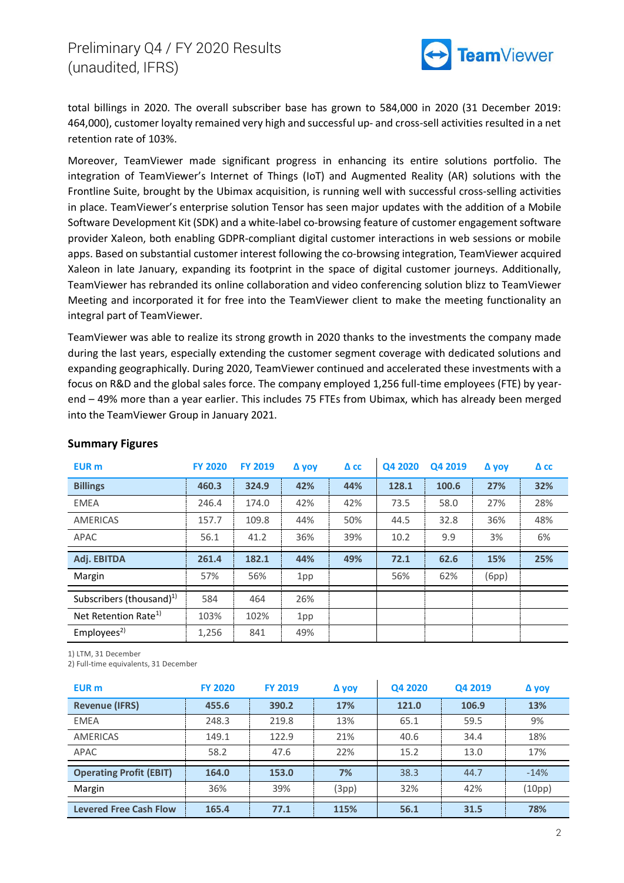total billings in 2020. The overall subscriber base has grown to 584,000 in 2020 (31 December 2019: 464,000), customer loyalty remained very high and successful up- and cross-sell activities resulted in a net retention rate of 103%.

Moreover, TeamViewer made significant progress in enhancing its entire solutions portfolio. The integration of TeamViewer's Internet of Things (IoT) and Augmented Reality (AR) solutions with the Frontline Suite, brought by the Ubimax acquisition, is running well with successful cross-selling activities in place. TeamViewer's enterprise solution Tensor has seen major updates with the addition of a Mobile Software Development Kit (SDK) and a white-label co-browsing feature of customer engagement software provider Xaleon, both enabling GDPR-compliant digital customer interactions in web sessions or mobile apps. Based on substantial customer interest following the co-browsing integration, TeamViewer acquired Xaleon in late January, expanding its footprint in the space of digital customer journeys. Additionally, TeamViewer has rebranded its online collaboration and video conferencing solution blizz to TeamViewer Meeting and incorporated it for free into the TeamViewer client to make the meeting functionality an integral part of TeamViewer.

TeamViewer was able to realize its strong growth in 2020 thanks to the investments the company made during the last years, especially extending the customer segment coverage with dedicated solutions and expanding geographically. During 2020, TeamViewer continued and accelerated these investments with a focus on R&D and the global sales force. The company employed 1,256 full-time employees (FTE) by year-end – 49% more than a year earlier. This includes 75 FTEs from Ubimax, which has already been merged into the TeamViewer Group in January 2021.

**Summary Figures**

| EUR m | FY 2020 | FY 2019 | Δ yoy | Δ cc | Q4 2020 | Q4 2019 | Δ yoy | Δ cc |
|---|---|---|---|---|---|---|---|---|
| **Billings** | **460.3** | **324.9** | **42%** | **44%** | **128.1** | **100.6** | **27%** | **32%** |
| EMEA | 246.4 | 174.0 | 42% | 42% | 73.5 | 58.0 | 27% | 28% |
| AMERICAS | 157.7 | 109.8 | 44% | 50% | 44.5 | 32.8 | 36% | 48% |
| APAC | 56.1 | 41.2 | 36% | 39% | 10.2 | 9.9 | 3% | 6% |
| **Adj. EBITDA** | **261.4** | **182.1** | **44%** | **49%** | **72.1** | **62.6** | **15%** | **25%** |
| Margin | 57% | 56% | 1pp | | 56% | 62% | (6pp) | |
| Subscribers (thousand)[1)] | 584 | 464 | 26% | | | | | |
| Net Retention Rate[1)] | 103% | 102% | 1pp | | | | | |
| Employees[2)] | 1,256 | 841 | 49% | | | | | |

1) LTM, 31 December
2) Full-time equivalents, 31 December

| EUR m | FY 2020 | FY 2019 | Δ yoy | Q4 2020 | Q4 2019 | Δ yoy |
|---|---|---|---|---|---|---|
| **Revenue (IFRS)** | **455.6** | **390.2** | **17%** | **121.0** | **106.9** | **13%** |
| EMEA | 248.3 | 219.8 | 13% | 65.1 | 59.5 | 9% |
| AMERICAS | 149.1 | 122.9 | 21% | 40.6 | 34.4 | 18% |
| APAC | 58.2 | 47.6 | 22% | 15.2 | 13.0 | 17% |
| **Operating Profit (EBIT)** | **164.0** | **153.0** | **7%** | 38.3 | 44.7 | -14% |
| Margin | 36% | 39% | (3pp) | 32% | 42% | (10pp) |
| **Levered Free Cash Flow** | **165.4** | **77.1** | **115%** | **56.1** | **31.5** | **78%** |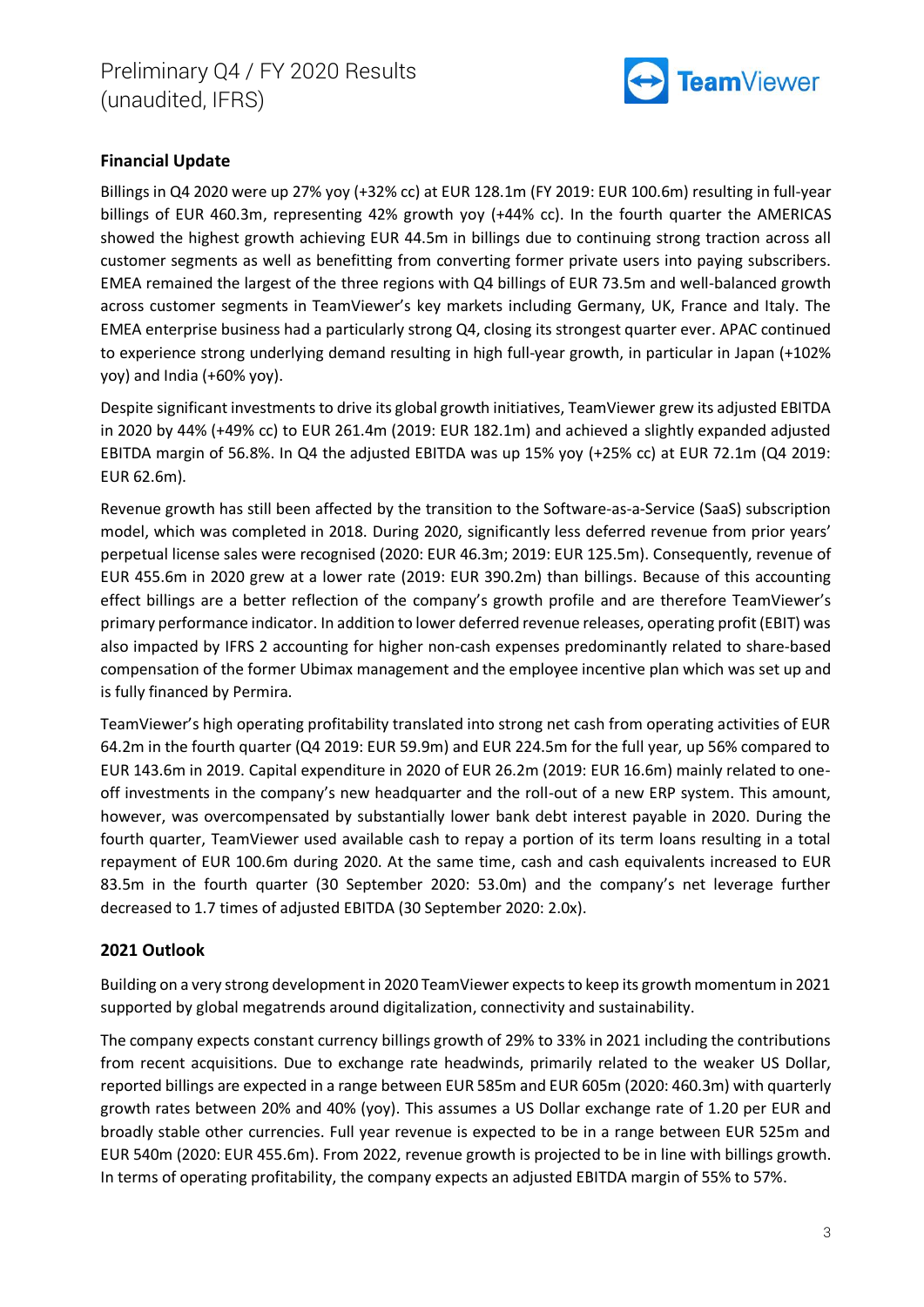## Financial Update

Billings in Q4 2020 were up 27% yoy (+32% cc) at EUR 128.1m (FY 2019: EUR 100.6m) resulting in full-year billings of EUR 460.3m, representing 42% growth yoy (+44% cc). In the fourth quarter the AMERICAS showed the highest growth achieving EUR 44.5m in billings due to continuing strong traction across all customer segments as well as benefitting from converting former private users into paying subscribers. EMEA remained the largest of the three regions with Q4 billings of EUR 73.5m and well-balanced growth across customer segments in TeamViewer's key markets including Germany, UK, France and Italy. The EMEA enterprise business had a particularly strong Q4, closing its strongest quarter ever. APAC continued to experience strong underlying demand resulting in high full-year growth, in particular in Japan (+102% yoy) and India (+60% yoy).

Despite significant investments to drive its global growth initiatives, TeamViewer grew its adjusted EBITDA in 2020 by 44% (+49% cc) to EUR 261.4m (2019: EUR 182.1m) and achieved a slightly expanded adjusted EBITDA margin of 56.8%. In Q4 the adjusted EBITDA was up 15% yoy (+25% cc) at EUR 72.1m (Q4 2019: EUR 62.6m).

Revenue growth has still been affected by the transition to the Software-as-a-Service (SaaS) subscription model, which was completed in 2018. During 2020, significantly less deferred revenue from prior years' perpetual license sales were recognised (2020: EUR 46.3m; 2019: EUR 125.5m). Consequently, revenue of EUR 455.6m in 2020 grew at a lower rate (2019: EUR 390.2m) than billings. Because of this accounting effect billings are a better reflection of the company's growth profile and are therefore TeamViewer's primary performance indicator. In addition to lower deferred revenue releases, operating profit (EBIT) was also impacted by IFRS 2 accounting for higher non-cash expenses predominantly related to share-based compensation of the former Ubimax management and the employee incentive plan which was set up and is fully financed by Permira.

TeamViewer's high operating profitability translated into strong net cash from operating activities of EUR 64.2m in the fourth quarter (Q4 2019: EUR 59.9m) and EUR 224.5m for the full year, up 56% compared to EUR 143.6m in 2019. Capital expenditure in 2020 of EUR 26.2m (2019: EUR 16.6m) mainly related to one-off investments in the company's new headquarter and the roll-out of a new ERP system. This amount, however, was overcompensated by substantially lower bank debt interest payable in 2020. During the fourth quarter, TeamViewer used available cash to repay a portion of its term loans resulting in a total repayment of EUR 100.6m during 2020. At the same time, cash and cash equivalents increased to EUR 83.5m in the fourth quarter (30 September 2020: 53.0m) and the company's net leverage further decreased to 1.7 times of adjusted EBITDA (30 September 2020: 2.0x).

## 2021 Outlook

Building on a very strong development in 2020 TeamViewer expects to keep its growth momentum in 2021 supported by global megatrends around digitalization, connectivity and sustainability.

The company expects constant currency billings growth of 29% to 33% in 2021 including the contributions from recent acquisitions. Due to exchange rate headwinds, primarily related to the weaker US Dollar, reported billings are expected in a range between EUR 585m and EUR 605m (2020: 460.3m) with quarterly growth rates between 20% and 40% (yoy). This assumes a US Dollar exchange rate of 1.20 per EUR and broadly stable other currencies. Full year revenue is expected to be in a range between EUR 525m and EUR 540m (2020: EUR 455.6m). From 2022, revenue growth is projected to be in line with billings growth. In terms of operating profitability, the company expects an adjusted EBITDA margin of 55% to 57%.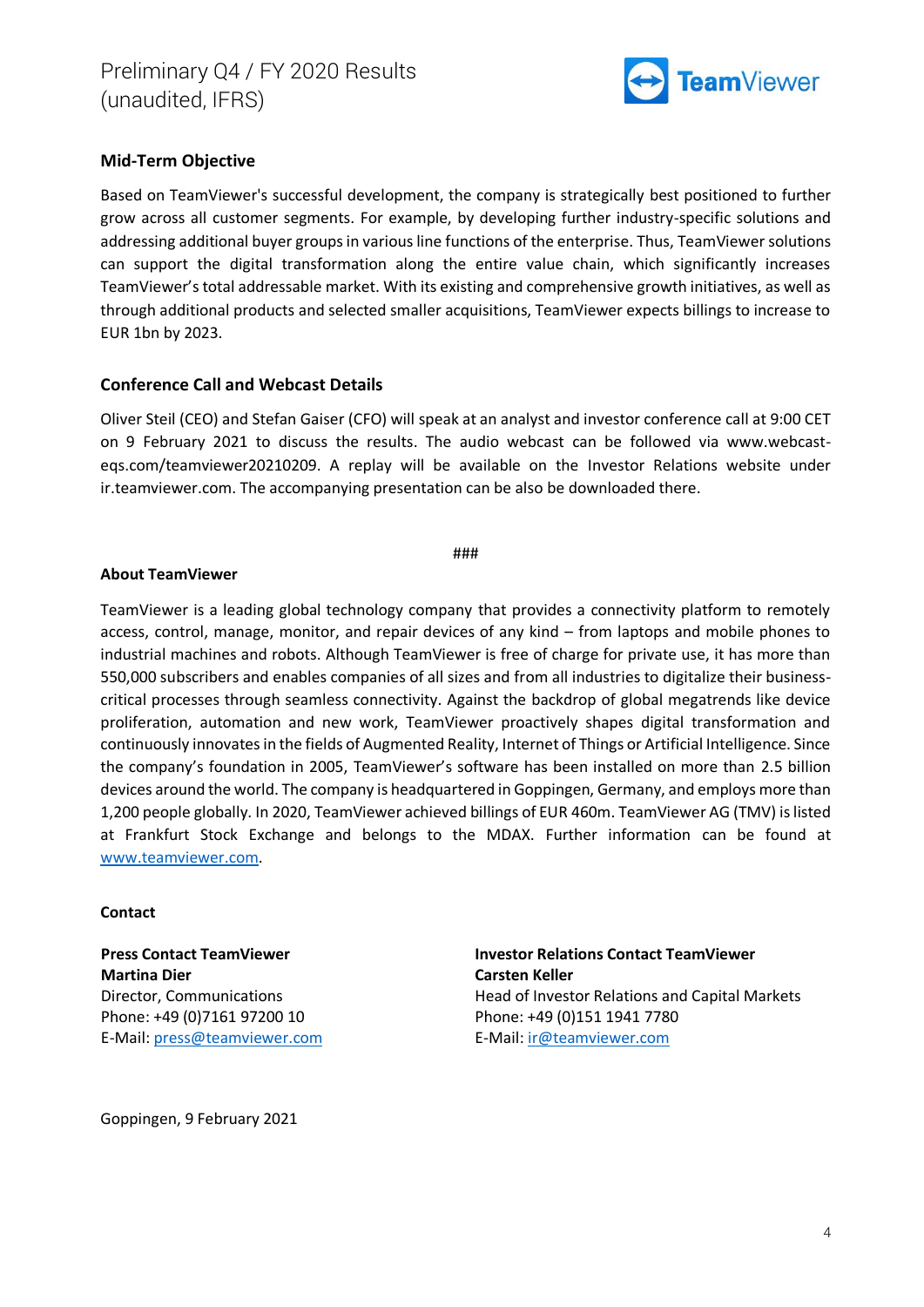## Mid-Term Objective

Based on TeamViewer's successful development, the company is strategically best positioned to further grow across all customer segments. For example, by developing further industry-specific solutions and addressing additional buyer groups in various line functions of the enterprise. Thus, TeamViewer solutions can support the digital transformation along the entire value chain, which significantly increases TeamViewer's total addressable market. With its existing and comprehensive growth initiatives, as well as through additional products and selected smaller acquisitions, TeamViewer expects billings to increase to EUR 1bn by 2023.

## Conference Call and Webcast Details

Oliver Steil (CEO) and Stefan Gaiser (CFO) will speak at an analyst and investor conference call at 9:00 CET on 9 February 2021 to discuss the results. The audio webcast can be followed via www.webcast-eqs.com/teamviewer20210209. A replay will be available on the Investor Relations website under ir.teamviewer.com. The accompanying presentation can be also be downloaded there.

###

**About TeamViewer**

TeamViewer is a leading global technology company that provides a connectivity platform to remotely access, control, manage, monitor, and repair devices of any kind – from laptops and mobile phones to industrial machines and robots. Although TeamViewer is free of charge for private use, it has more than 550,000 subscribers and enables companies of all sizes and from all industries to digitalize their business-critical processes through seamless connectivity. Against the backdrop of global megatrends like device proliferation, automation and new work, TeamViewer proactively shapes digital transformation and continuously innovates in the fields of Augmented Reality, Internet of Things or Artificial Intelligence. Since the company's foundation in 2005, TeamViewer's software has been installed on more than 2.5 billion devices around the world. The company is headquartered in Goppingen, Germany, and employs more than 1,200 people globally. In 2020, TeamViewer achieved billings of EUR 460m. TeamViewer AG (TMV) is listed at Frankfurt Stock Exchange and belongs to the MDAX. Further information can be found at www.teamviewer.com.

**Contact**

**Press Contact TeamViewer**
**Martina Dier**
Director, Communications
Phone: +49 (0)7161 97200 10
E-Mail: press@teamviewer.com

**Investor Relations Contact TeamViewer**
**Carsten Keller**
Head of Investor Relations and Capital Markets
Phone: +49 (0)151 1941 7780
E-Mail: ir@teamviewer.com

Goppingen, 9 February 2021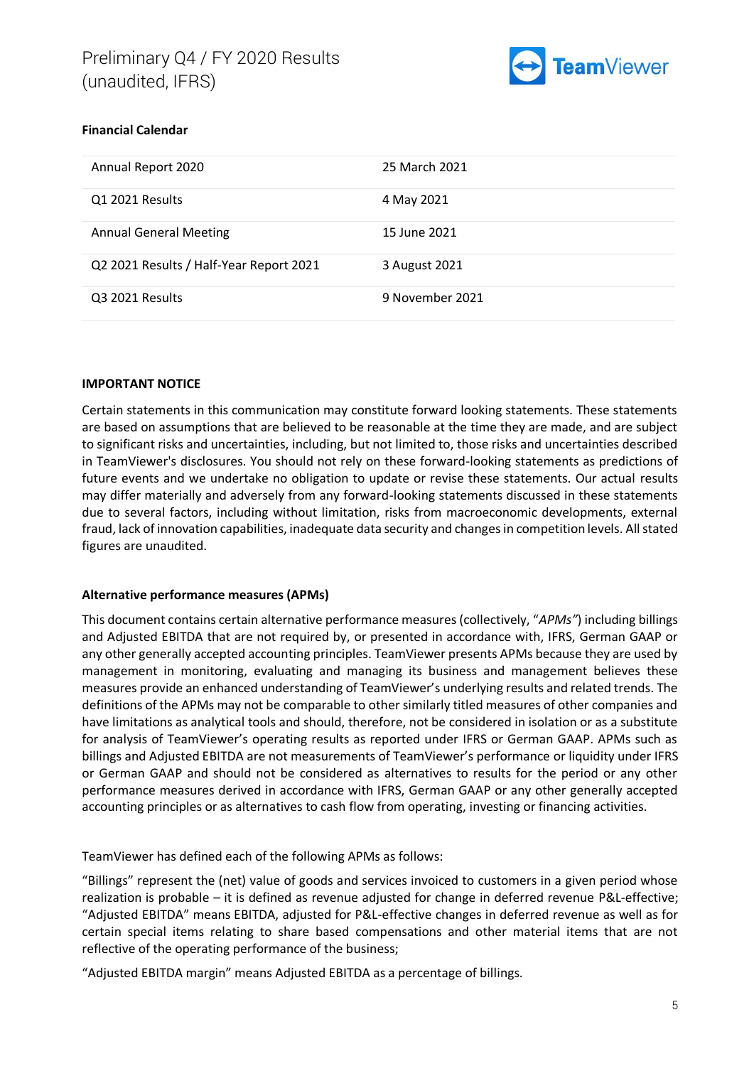**Financial Calendar**

| | |
|---|---|
| Annual Report 2020 | 25 March 2021 |
| Q1 2021 Results | 4 May 2021 |
| Annual General Meeting | 15 June 2021 |
| Q2 2021 Results / Half-Year Report 2021 | 3 August 2021 |
| Q3 2021 Results | 9 November 2021 |

**IMPORTANT NOTICE**

Certain statements in this communication may constitute forward looking statements. These statements are based on assumptions that are believed to be reasonable at the time they are made, and are subject to significant risks and uncertainties, including, but not limited to, those risks and uncertainties described in TeamViewer's disclosures. You should not rely on these forward-looking statements as predictions of future events and we undertake no obligation to update or revise these statements. Our actual results may differ materially and adversely from any forward-looking statements discussed in these statements due to several factors, including without limitation, risks from macroeconomic developments, external fraud, lack of innovation capabilities, inadequate data security and changes in competition levels. All stated figures are unaudited.

**Alternative performance measures (APMs)**

This document contains certain alternative performance measures (collectively, "*APMs"*) including billings and Adjusted EBITDA that are not required by, or presented in accordance with, IFRS, German GAAP or any other generally accepted accounting principles. TeamViewer presents APMs because they are used by management in monitoring, evaluating and managing its business and management believes these measures provide an enhanced understanding of TeamViewer's underlying results and related trends. The definitions of the APMs may not be comparable to other similarly titled measures of other companies and have limitations as analytical tools and should, therefore, not be considered in isolation or as a substitute for analysis of TeamViewer's operating results as reported under IFRS or German GAAP. APMs such as billings and Adjusted EBITDA are not measurements of TeamViewer's performance or liquidity under IFRS or German GAAP and should not be considered as alternatives to results for the period or any other performance measures derived in accordance with IFRS, German GAAP or any other generally accepted accounting principles or as alternatives to cash flow from operating, investing or financing activities.

TeamViewer has defined each of the following APMs as follows:

"Billings" represent the (net) value of goods and services invoiced to customers in a given period whose realization is probable – it is defined as revenue adjusted for change in deferred revenue P&L-effective; "Adjusted EBITDA" means EBITDA, adjusted for P&L-effective changes in deferred revenue as well as for certain special items relating to share based compensations and other material items that are not reflective of the operating performance of the business;

"Adjusted EBITDA margin" means Adjusted EBITDA as a percentage of billings.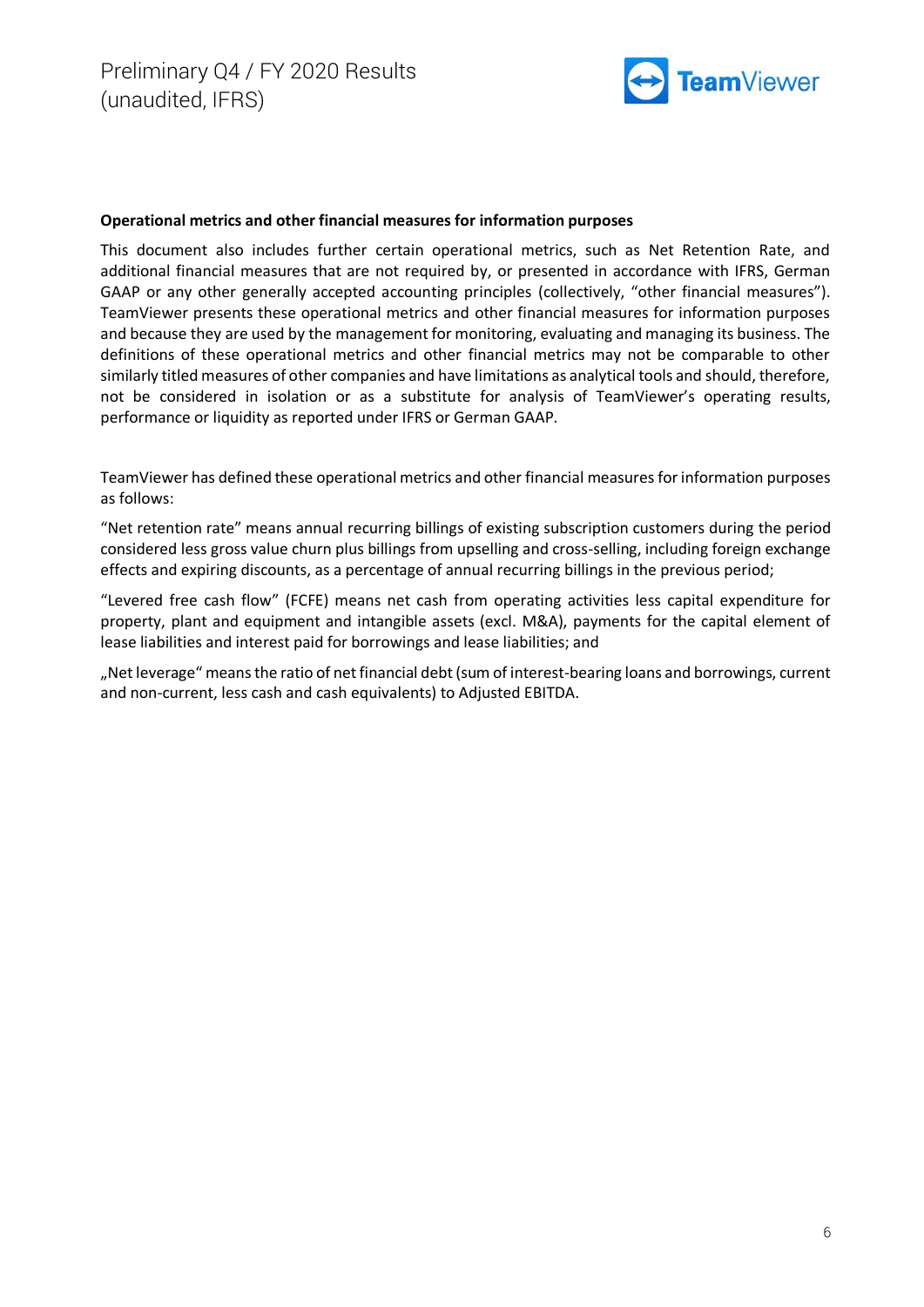**Operational metrics and other financial measures for information purposes**

This document also includes further certain operational metrics, such as Net Retention Rate, and additional financial measures that are not required by, or presented in accordance with IFRS, German GAAP or any other generally accepted accounting principles (collectively, "other financial measures"). TeamViewer presents these operational metrics and other financial measures for information purposes and because they are used by the management for monitoring, evaluating and managing its business. The definitions of these operational metrics and other financial metrics may not be comparable to other similarly titled measures of other companies and have limitations as analytical tools and should, therefore, not be considered in isolation or as a substitute for analysis of TeamViewer's operating results, performance or liquidity as reported under IFRS or German GAAP.

TeamViewer has defined these operational metrics and other financial measures for information purposes as follows:

"Net retention rate" means annual recurring billings of existing subscription customers during the period considered less gross value churn plus billings from upselling and cross-selling, including foreign exchange effects and expiring discounts, as a percentage of annual recurring billings in the previous period;

"Levered free cash flow" (FCFE) means net cash from operating activities less capital expenditure for property, plant and equipment and intangible assets (excl. M&A), payments for the capital element of lease liabilities and interest paid for borrowings and lease liabilities; and

„Net leverage" means the ratio of net financial debt (sum of interest-bearing loans and borrowings, current and non-current, less cash and cash equivalents) to Adjusted EBITDA.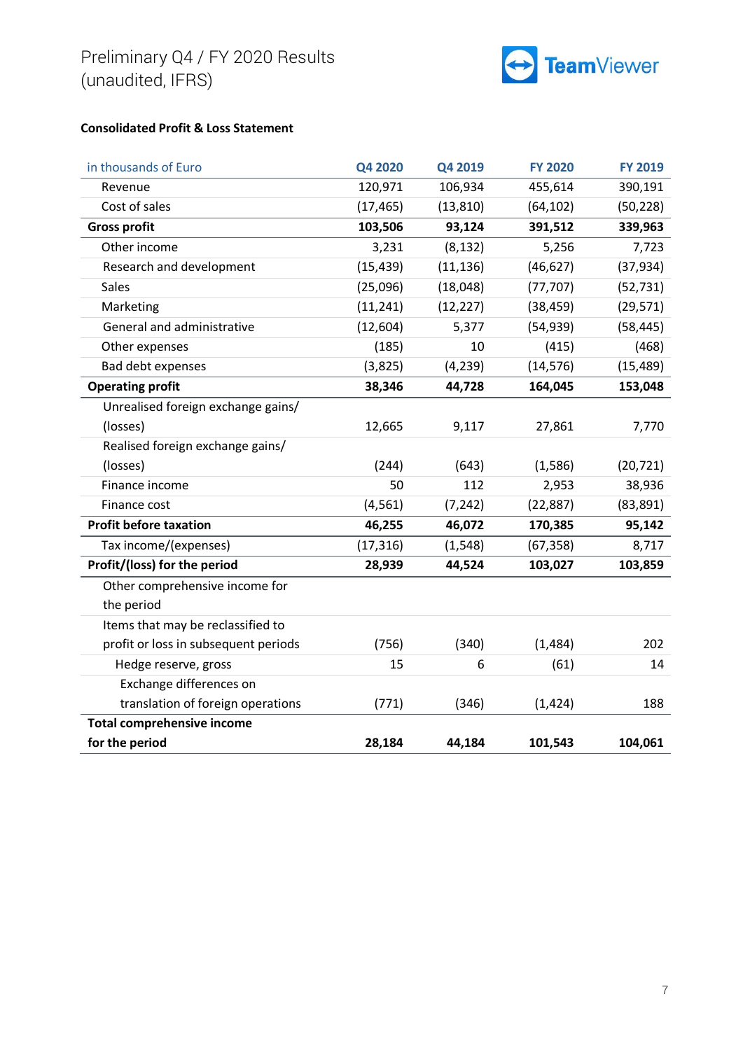Preliminary Q4 / FY 2020 Results
(unaudited, IFRS)

**Consolidated Profit & Loss Statement**

| in thousands of Euro | Q4 2020 | Q4 2019 | FY 2020 | FY 2019 |
|---|---|---|---|---|
| Revenue | 120,971 | 106,934 | 455,614 | 390,191 |
| Cost of sales | (17,465) | (13,810) | (64,102) | (50,228) |
| **Gross profit** | **103,506** | **93,124** | **391,512** | **339,963** |
| Other income | 3,231 | (8,132) | 5,256 | 7,723 |
| Research and development | (15,439) | (11,136) | (46,627) | (37,934) |
| Sales | (25,096) | (18,048) | (77,707) | (52,731) |
| Marketing | (11,241) | (12,227) | (38,459) | (29,571) |
| General and administrative | (12,604) | 5,377 | (54,939) | (58,445) |
| Other expenses | (185) | 10 | (415) | (468) |
| Bad debt expenses | (3,825) | (4,239) | (14,576) | (15,489) |
| **Operating profit** | **38,346** | **44,728** | **164,045** | **153,048** |
| Unrealised foreign exchange gains/ (losses) | 12,665 | 9,117 | 27,861 | 7,770 |
| Realised foreign exchange gains/ (losses) | (244) | (643) | (1,586) | (20,721) |
| Finance income | 50 | 112 | 2,953 | 38,936 |
| Finance cost | (4,561) | (7,242) | (22,887) | (83,891) |
| **Profit before taxation** | **46,255** | **46,072** | **170,385** | **95,142** |
| Tax income/(expenses) | (17,316) | (1,548) | (67,358) | 8,717 |
| **Profit/(loss) for the period** | **28,939** | **44,524** | **103,027** | **103,859** |
| Other comprehensive income for the period | | | | |
| Items that may be reclassified to profit or loss in subsequent periods | (756) | (340) | (1,484) | 202 |
| Hedge reserve, gross | 15 | 6 | (61) | 14 |
| Exchange differences on translation of foreign operations | (771) | (346) | (1,424) | 188 |
| **Total comprehensive income for the period** | **28,184** | **44,184** | **101,543** | **104,061** |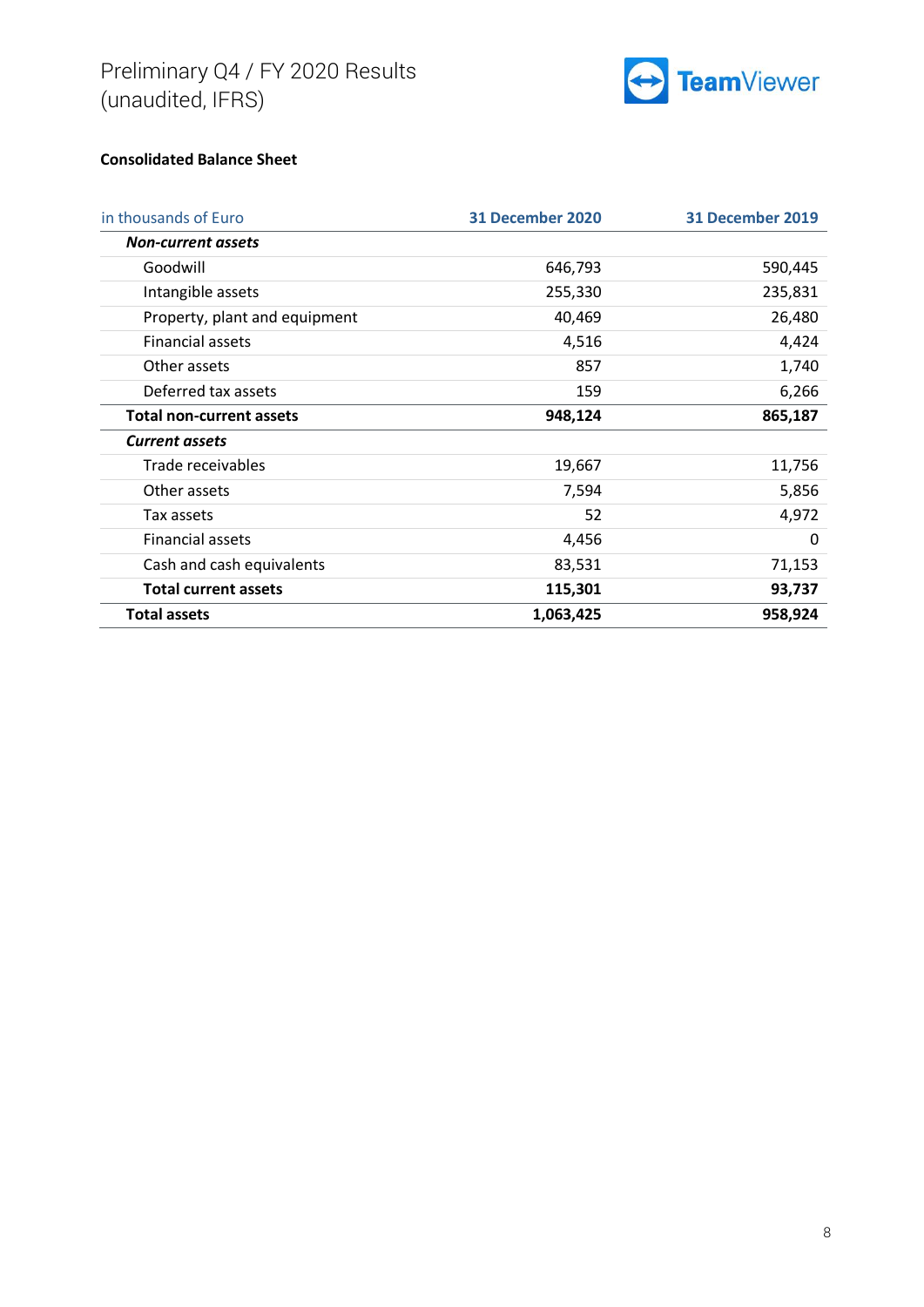Preliminary Q4 / FY 2020 Results (unaudited, IFRS)

**Consolidated Balance Sheet**

| in thousands of Euro | 31 December 2020 | 31 December 2019 |
|---|---|---|
| ***Non-current assets*** | | |
| Goodwill | 646,793 | 590,445 |
| Intangible assets | 255,330 | 235,831 |
| Property, plant and equipment | 40,469 | 26,480 |
| Financial assets | 4,516 | 4,424 |
| Other assets | 857 | 1,740 |
| Deferred tax assets | 159 | 6,266 |
| **Total non-current assets** | **948,124** | **865,187** |
| ***Current assets*** | | |
| Trade receivables | 19,667 | 11,756 |
| Other assets | 7,594 | 5,856 |
| Tax assets | 52 | 4,972 |
| Financial assets | 4,456 | 0 |
| Cash and cash equivalents | 83,531 | 71,153 |
| **Total current assets** | **115,301** | **93,737** |
| **Total assets** | **1,063,425** | **958,924** |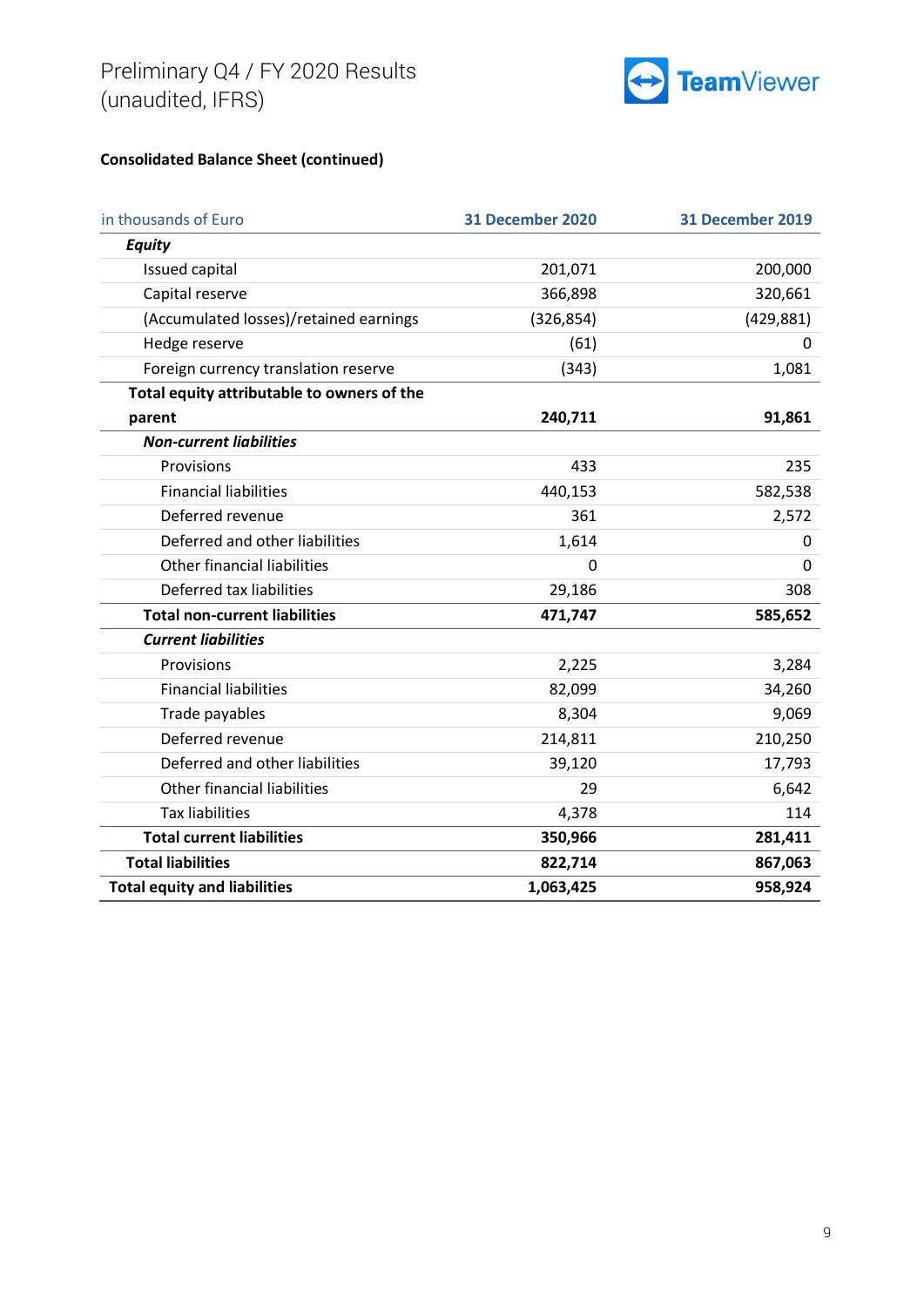**Consolidated Balance Sheet (continued)**

| in thousands of Euro | 31 December 2020 | 31 December 2019 |
|---|---|---|
| ***Equity*** | | |
| Issued capital | 201,071 | 200,000 |
| Capital reserve | 366,898 | 320,661 |
| (Accumulated losses)/retained earnings | (326,854) | (429,881) |
| Hedge reserve | (61) | 0 |
| Foreign currency translation reserve | (343) | 1,081 |
| **Total equity attributable to owners of the parent** | **240,711** | **91,861** |
| ***Non-current liabilities*** | | |
| Provisions | 433 | 235 |
| Financial liabilities | 440,153 | 582,538 |
| Deferred revenue | 361 | 2,572 |
| Deferred and other liabilities | 1,614 | 0 |
| Other financial liabilities | 0 | 0 |
| Deferred tax liabilities | 29,186 | 308 |
| **Total non-current liabilities** | **471,747** | **585,652** |
| ***Current liabilities*** | | |
| Provisions | 2,225 | 3,284 |
| Financial liabilities | 82,099 | 34,260 |
| Trade payables | 8,304 | 9,069 |
| Deferred revenue | 214,811 | 210,250 |
| Deferred and other liabilities | 39,120 | 17,793 |
| Other financial liabilities | 29 | 6,642 |
| Tax liabilities | 4,378 | 114 |
| **Total current liabilities** | **350,966** | **281,411** |
| **Total liabilities** | **822,714** | **867,063** |
| **Total equity and liabilities** | **1,063,425** | **958,924** |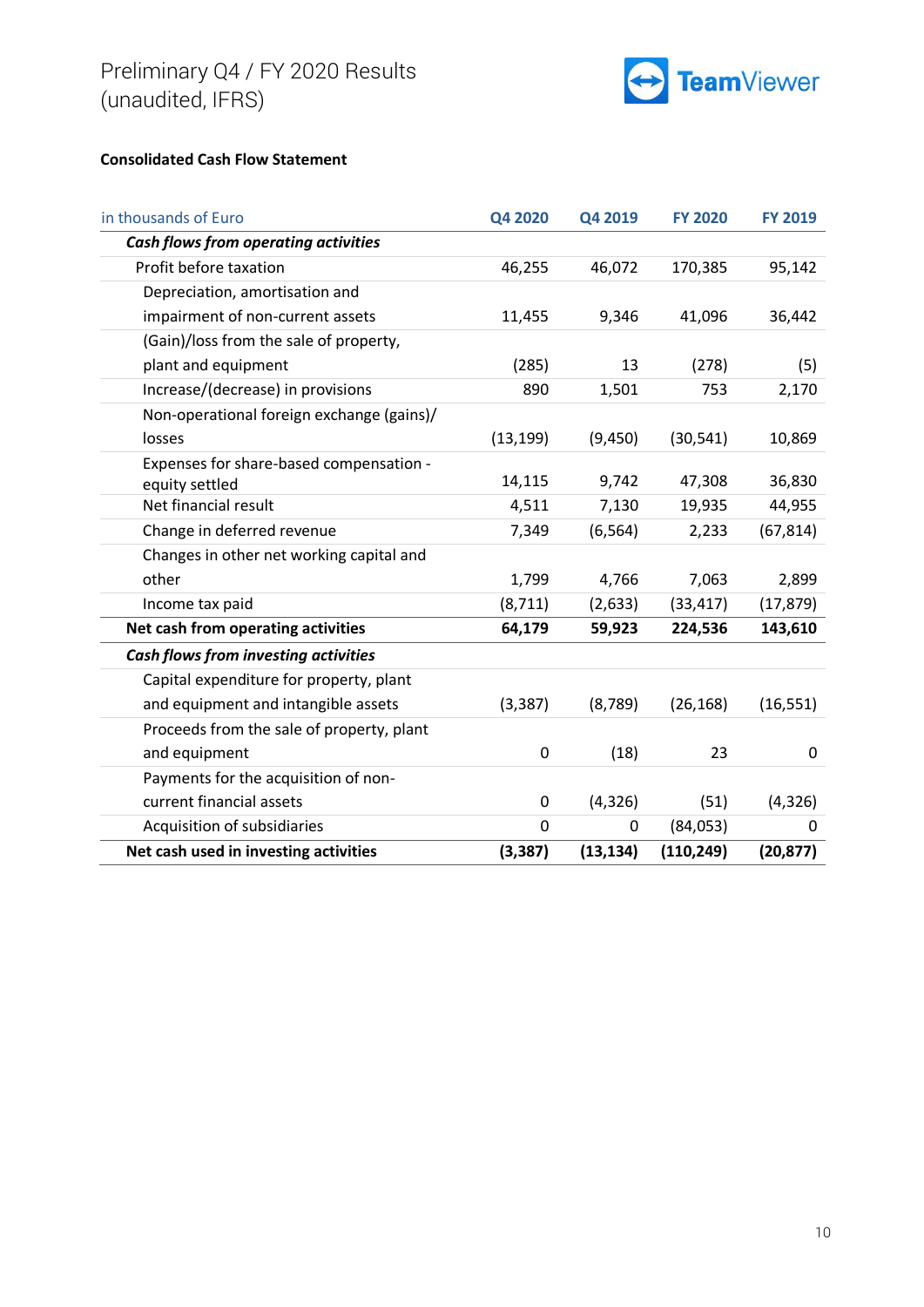**Consolidated Cash Flow Statement**

| in thousands of Euro | Q4 2020 | Q4 2019 | FY 2020 | FY 2019 |
|---|---|---|---|---|
| ***Cash flows from operating activities*** | | | | |
| Profit before taxation | 46,255 | 46,072 | 170,385 | 95,142 |
| Depreciation, amortisation and impairment of non-current assets | 11,455 | 9,346 | 41,096 | 36,442 |
| (Gain)/loss from the sale of property, plant and equipment | (285) | 13 | (278) | (5) |
| Increase/(decrease) in provisions | 890 | 1,501 | 753 | 2,170 |
| Non-operational foreign exchange (gains)/ losses | (13,199) | (9,450) | (30,541) | 10,869 |
| Expenses for share-based compensation - equity settled | 14,115 | 9,742 | 47,308 | 36,830 |
| Net financial result | 4,511 | 7,130 | 19,935 | 44,955 |
| Change in deferred revenue | 7,349 | (6,564) | 2,233 | (67,814) |
| Changes in other net working capital and other | 1,799 | 4,766 | 7,063 | 2,899 |
| Income tax paid | (8,711) | (2,633) | (33,417) | (17,879) |
| **Net cash from operating activities** | **64,179** | **59,923** | **224,536** | **143,610** |
| ***Cash flows from investing activities*** | | | | |
| Capital expenditure for property, plant and equipment and intangible assets | (3,387) | (8,789) | (26,168) | (16,551) |
| Proceeds from the sale of property, plant and equipment | 0 | (18) | 23 | 0 |
| Payments for the acquisition of non-current financial assets | 0 | (4,326) | (51) | (4,326) |
| Acquisition of subsidiaries | 0 | 0 | (84,053) | 0 |
| **Net cash used in investing activities** | **(3,387)** | **(13,134)** | **(110,249)** | **(20,877)** |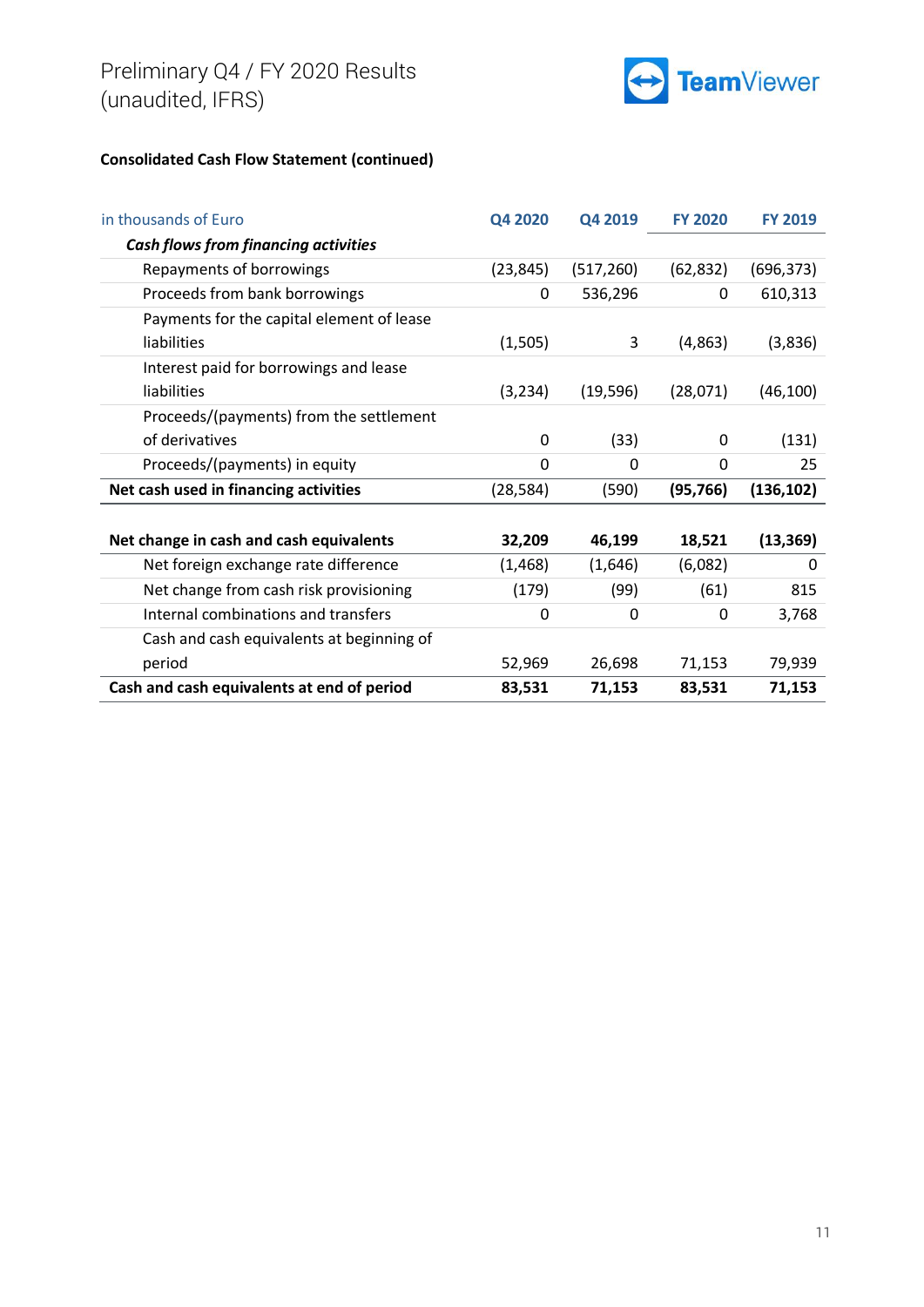**Consolidated Cash Flow Statement (continued)**

| in thousands of Euro | Q4 2020 | Q4 2019 | FY 2020 | FY 2019 |
|---|---|---|---|---|
| ***Cash flows from financing activities*** | | | | |
| Repayments of borrowings | (23,845) | (517,260) | (62,832) | (696,373) |
| Proceeds from bank borrowings | 0 | 536,296 | 0 | 610,313 |
| Payments for the capital element of lease liabilities | (1,505) | 3 | (4,863) | (3,836) |
| Interest paid for borrowings and lease liabilities | (3,234) | (19,596) | (28,071) | (46,100) |
| Proceeds/(payments) from the settlement of derivatives | 0 | (33) | 0 | (131) |
| Proceeds/(payments) in equity | 0 | 0 | 0 | 25 |
| **Net cash used in financing activities** | (28,584) | (590) | **(95,766)** | **(136,102)** |
| | | | | |
| **Net change in cash and cash equivalents** | **32,209** | **46,199** | **18,521** | **(13,369)** |
| Net foreign exchange rate difference | (1,468) | (1,646) | (6,082) | 0 |
| Net change from cash risk provisioning | (179) | (99) | (61) | 815 |
| Internal combinations and transfers | 0 | 0 | 0 | 3,768 |
| Cash and cash equivalents at beginning of period | 52,969 | 26,698 | 71,153 | 79,939 |
| **Cash and cash equivalents at end of period** | **83,531** | **71,153** | **83,531** | **71,153** |